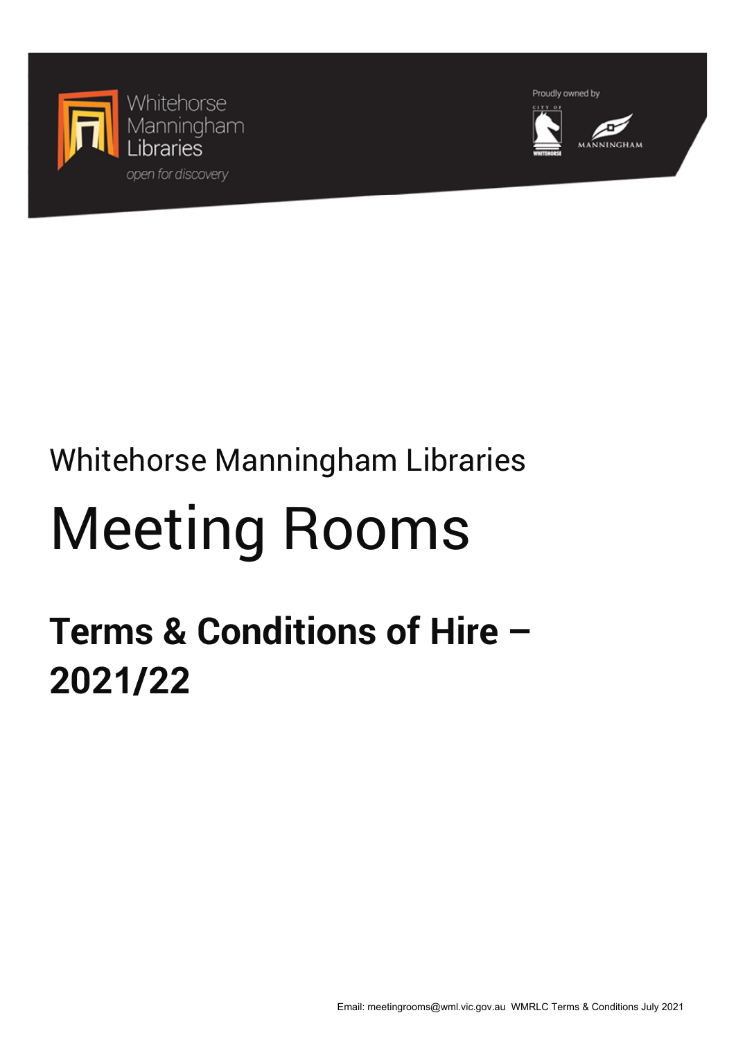Whitehorse Manningham Libraries

*open for discovery*

Proudly owned by

CITY OF WHITEHORSE

MANNINGHAM

Whitehorse Manningham Libraries

# Meeting Rooms

## Terms & Conditions of Hire – 2021/22

Email: meetingrooms@wml.vic.gov.au WMRLC Terms & Conditions July 2021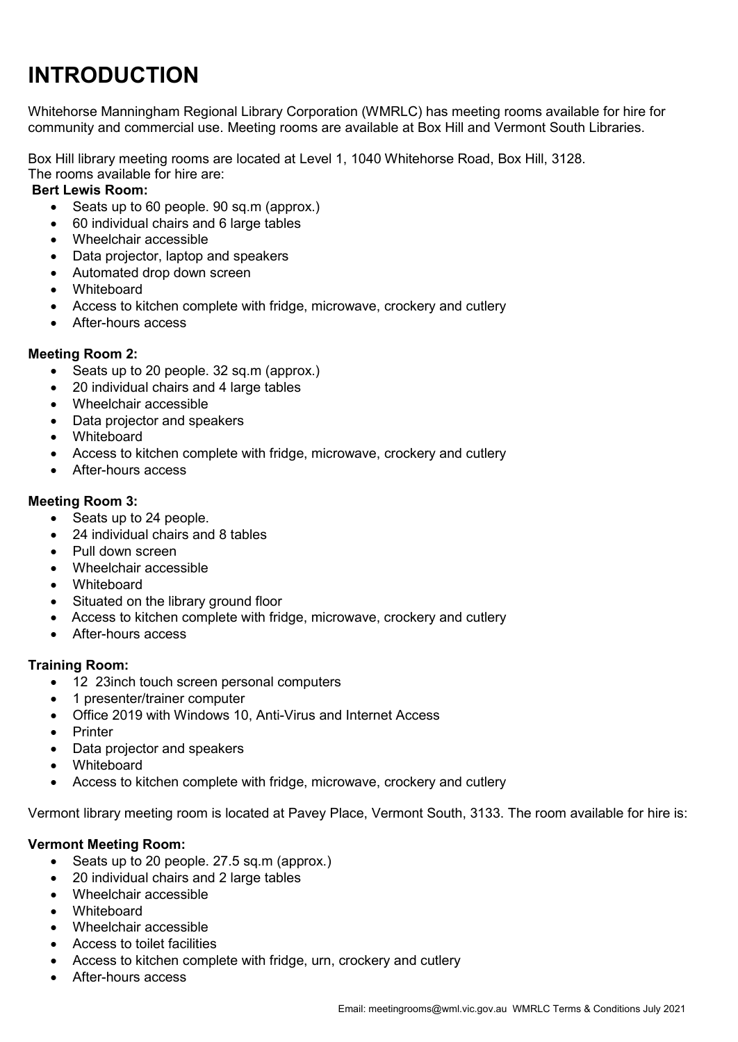# INTRODUCTION

Whitehorse Manningham Regional Library Corporation (WMRLC) has meeting rooms available for hire for community and commercial use. Meeting rooms are available at Box Hill and Vermont South Libraries.

Box Hill library meeting rooms are located at Level 1, 1040 Whitehorse Road, Box Hill, 3128.
The rooms available for hire are:

**Bert Lewis Room:**

- Seats up to 60 people. 90 sq.m (approx.)
- 60 individual chairs and 6 large tables
- Wheelchair accessible
- Data projector, laptop and speakers
- Automated drop down screen
- Whiteboard
- Access to kitchen complete with fridge, microwave, crockery and cutlery
- After-hours access

**Meeting Room 2:**

- Seats up to 20 people. 32 sq.m (approx.)
- 20 individual chairs and 4 large tables
- Wheelchair accessible
- Data projector and speakers
- Whiteboard
- Access to kitchen complete with fridge, microwave, crockery and cutlery
- After-hours access

**Meeting Room 3:**

- Seats up to 24 people.
- 24 individual chairs and 8 tables
- Pull down screen
- Wheelchair accessible
- Whiteboard
- Situated on the library ground floor
- Access to kitchen complete with fridge, microwave, crockery and cutlery
- After-hours access

**Training Room:**

- 12 23inch touch screen personal computers
- 1 presenter/trainer computer
- Office 2019 with Windows 10, Anti-Virus and Internet Access
- Printer
- Data projector and speakers
- Whiteboard
- Access to kitchen complete with fridge, microwave, crockery and cutlery

Vermont library meeting room is located at Pavey Place, Vermont South, 3133. The room available for hire is:

**Vermont Meeting Room:**

- Seats up to 20 people. 27.5 sq.m (approx.)
- 20 individual chairs and 2 large tables
- Wheelchair accessible
- Whiteboard
- Wheelchair accessible
- Access to toilet facilities
- Access to kitchen complete with fridge, urn, crockery and cutlery
- After-hours access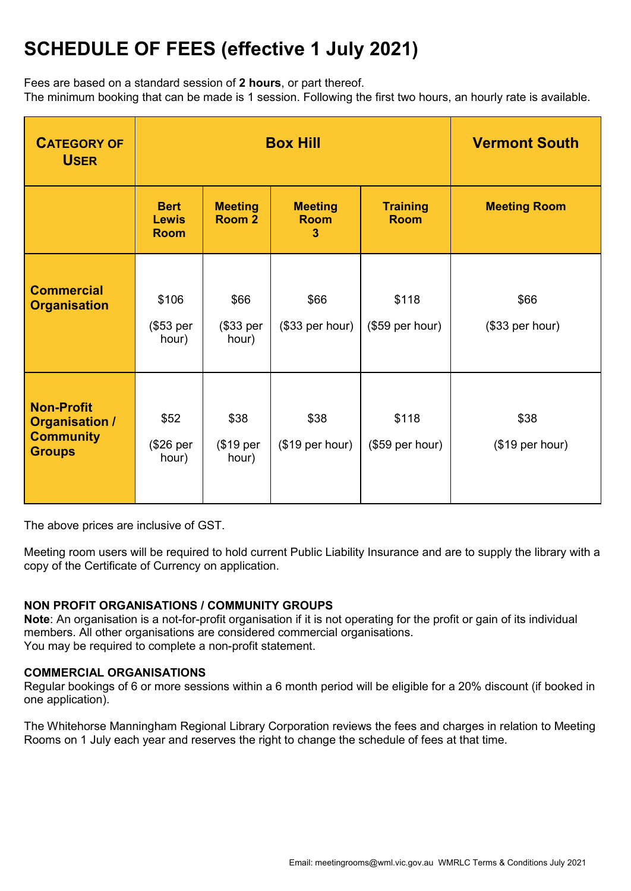# SCHEDULE OF FEES (effective 1 July 2021)

Fees are based on a standard session of **2 hours**, or part thereof.
The minimum booking that can be made is 1 session. Following the first two hours, an hourly rate is available.

| **Category of User** | **Box Hill** | | | | **Vermont South** |
|---|---|---|---|---|---|
| | **Bert Lewis Room** | **Meeting Room 2** | **Meeting Room 3** | **Training Room** | **Meeting Room** |
| **Commercial Organisation** | $106 ($53 per hour) | $66 ($33 per hour) | $66 ($33 per hour) | $118 ($59 per hour) | $66 ($33 per hour) |
| **Non-Profit Organisation / Community Groups** | $52 ($26 per hour) | $38 ($19 per hour) | $38 ($19 per hour) | $118 ($59 per hour) | $38 ($19 per hour) |

The above prices are inclusive of GST.

Meeting room users will be required to hold current Public Liability Insurance and are to supply the library with a copy of the Certificate of Currency on application.

**NON PROFIT ORGANISATIONS / COMMUNITY GROUPS**
**Note**: An organisation is a not-for-profit organisation if it is not operating for the profit or gain of its individual members. All other organisations are considered commercial organisations.
You may be required to complete a non-profit statement.

**COMMERCIAL ORGANISATIONS**
Regular bookings of 6 or more sessions within a 6 month period will be eligible for a 20% discount (if booked in one application).

The Whitehorse Manningham Regional Library Corporation reviews the fees and charges in relation to Meeting Rooms on 1 July each year and reserves the right to change the schedule of fees at that time.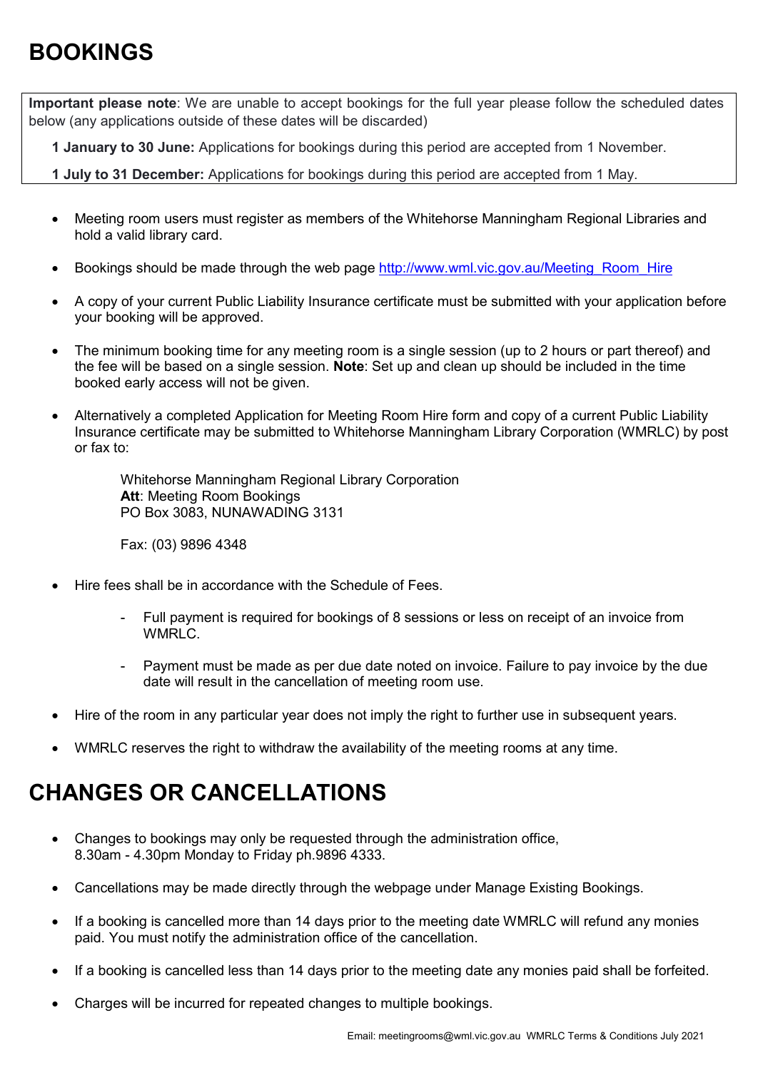# BOOKINGS

**Important please note**: We are unable to accept bookings for the full year please follow the scheduled dates below (any applications outside of these dates will be discarded)

**1 January to 30 June:** Applications for bookings during this period are accepted from 1 November.

**1 July to 31 December:** Applications for bookings during this period are accepted from 1 May.

- Meeting room users must register as members of the Whitehorse Manningham Regional Libraries and hold a valid library card.
- Bookings should be made through the web page http://www.wml.vic.gov.au/Meeting_Room_Hire
- A copy of your current Public Liability Insurance certificate must be submitted with your application before your booking will be approved.
- The minimum booking time for any meeting room is a single session (up to 2 hours or part thereof) and the fee will be based on a single session. **Note**: Set up and clean up should be included in the time booked early access will not be given.
- Alternatively a completed Application for Meeting Room Hire form and copy of a current Public Liability Insurance certificate may be submitted to Whitehorse Manningham Library Corporation (WMRLC) by post or fax to:

  Whitehorse Manningham Regional Library Corporation
  **Att**: Meeting Room Bookings
  PO Box 3083, NUNAWADING 3131

  Fax: (03) 9896 4348

- Hire fees shall be in accordance with the Schedule of Fees.
  - Full payment is required for bookings of 8 sessions or less on receipt of an invoice from WMRLC.
  - Payment must be made as per due date noted on invoice. Failure to pay invoice by the due date will result in the cancellation of meeting room use.
- Hire of the room in any particular year does not imply the right to further use in subsequent years.
- WMRLC reserves the right to withdraw the availability of the meeting rooms at any time.

# CHANGES OR CANCELLATIONS

- Changes to bookings may only be requested through the administration office, 8.30am - 4.30pm Monday to Friday ph.9896 4333.
- Cancellations may be made directly through the webpage under Manage Existing Bookings.
- If a booking is cancelled more than 14 days prior to the meeting date WMRLC will refund any monies paid. You must notify the administration office of the cancellation.
- If a booking is cancelled less than 14 days prior to the meeting date any monies paid shall be forfeited.
- Charges will be incurred for repeated changes to multiple bookings.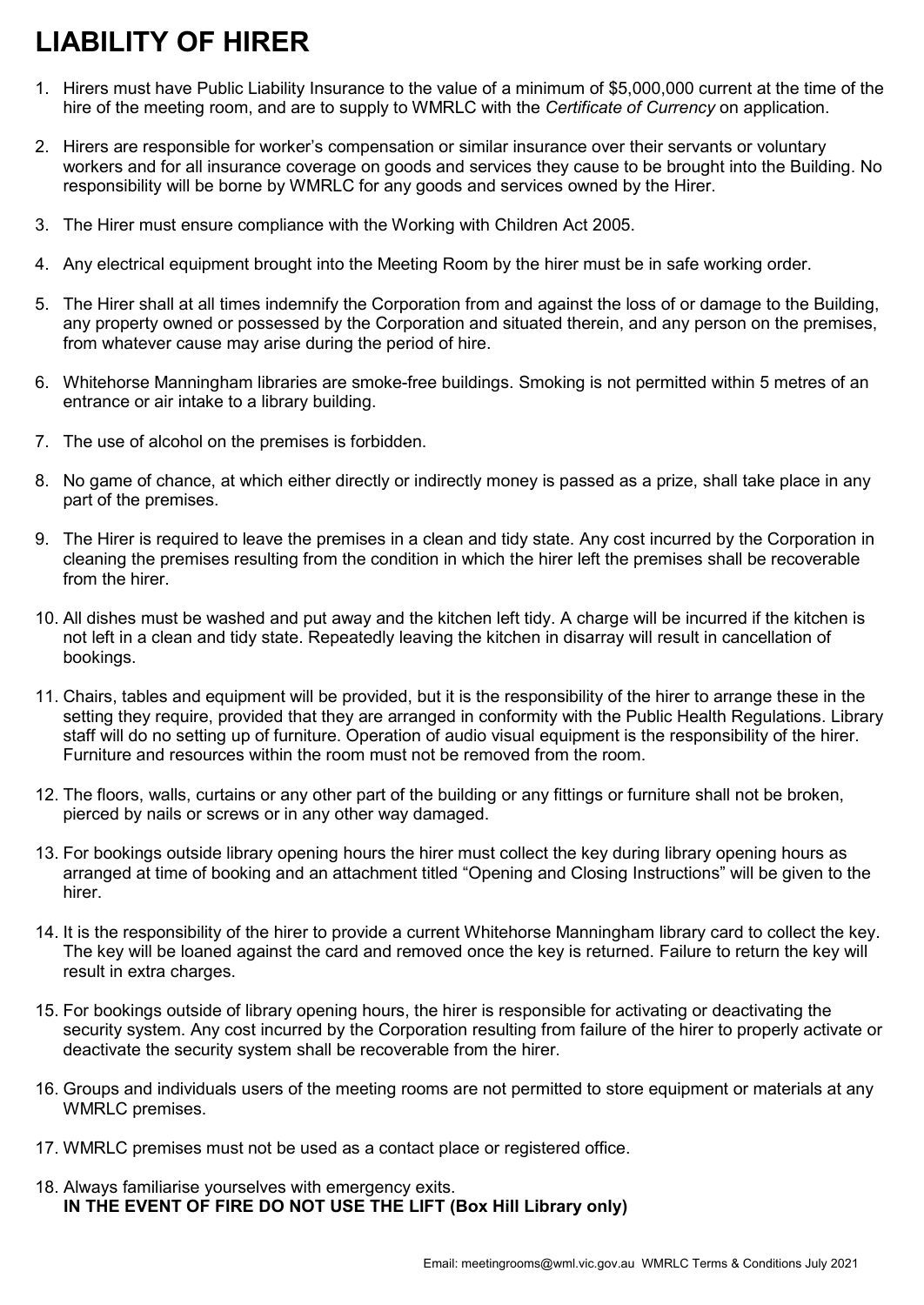# LIABILITY OF HIRER

1. Hirers must have Public Liability Insurance to the value of a minimum of $5,000,000 current at the time of the hire of the meeting room, and are to supply to WMRLC with the *Certificate of Currency* on application.
2. Hirers are responsible for worker's compensation or similar insurance over their servants or voluntary workers and for all insurance coverage on goods and services they cause to be brought into the Building. No responsibility will be borne by WMRLC for any goods and services owned by the Hirer.
3. The Hirer must ensure compliance with the Working with Children Act 2005.
4. Any electrical equipment brought into the Meeting Room by the hirer must be in safe working order.
5. The Hirer shall at all times indemnify the Corporation from and against the loss of or damage to the Building, any property owned or possessed by the Corporation and situated therein, and any person on the premises, from whatever cause may arise during the period of hire.
6. Whitehorse Manningham libraries are smoke-free buildings. Smoking is not permitted within 5 metres of an entrance or air intake to a library building.
7. The use of alcohol on the premises is forbidden.
8. No game of chance, at which either directly or indirectly money is passed as a prize, shall take place in any part of the premises.
9. The Hirer is required to leave the premises in a clean and tidy state. Any cost incurred by the Corporation in cleaning the premises resulting from the condition in which the hirer left the premises shall be recoverable from the hirer.
10. All dishes must be washed and put away and the kitchen left tidy. A charge will be incurred if the kitchen is not left in a clean and tidy state. Repeatedly leaving the kitchen in disarray will result in cancellation of bookings.
11. Chairs, tables and equipment will be provided, but it is the responsibility of the hirer to arrange these in the setting they require, provided that they are arranged in conformity with the Public Health Regulations. Library staff will do no setting up of furniture. Operation of audio visual equipment is the responsibility of the hirer. Furniture and resources within the room must not be removed from the room.
12. The floors, walls, curtains or any other part of the building or any fittings or furniture shall not be broken, pierced by nails or screws or in any other way damaged.
13. For bookings outside library opening hours the hirer must collect the key during library opening hours as arranged at time of booking and an attachment titled "Opening and Closing Instructions" will be given to the hirer.
14. It is the responsibility of the hirer to provide a current Whitehorse Manningham library card to collect the key. The key will be loaned against the card and removed once the key is returned. Failure to return the key will result in extra charges.
15. For bookings outside of library opening hours, the hirer is responsible for activating or deactivating the security system. Any cost incurred by the Corporation resulting from failure of the hirer to properly activate or deactivate the security system shall be recoverable from the hirer.
16. Groups and individuals users of the meeting rooms are not permitted to store equipment or materials at any WMRLC premises.
17. WMRLC premises must not be used as a contact place or registered office.
18. Always familiarise yourselves with emergency exits.
    **IN THE EVENT OF FIRE DO NOT USE THE LIFT (Box Hill Library only)**

Email: meetingrooms@wml.vic.gov.au WMRLC Terms & Conditions July 2021